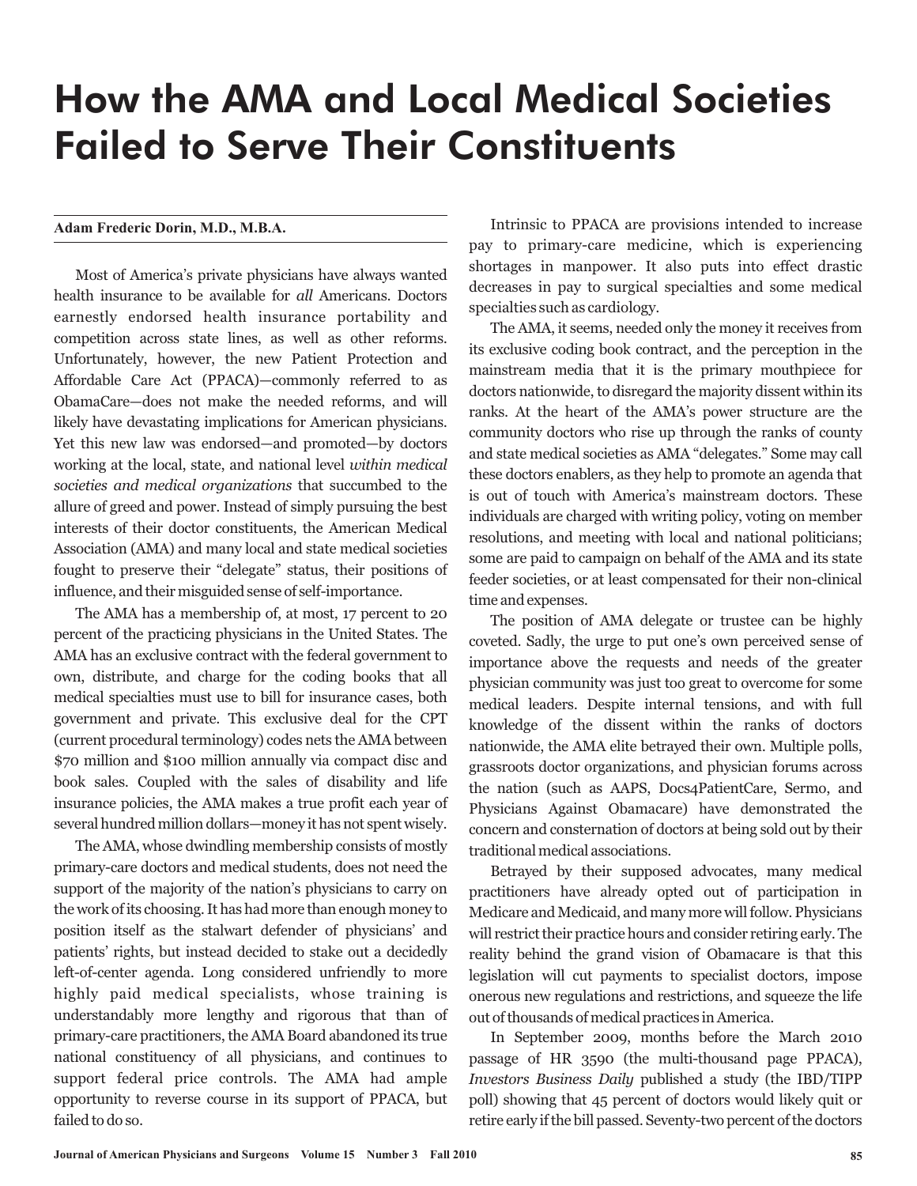# How the AMA and Local Medical Societies Failed to Serve Their Constituents

**Adam Frederic Dorin, M.D., M.B.A.**

Most of America's private physicians have always wanted health insurance to be available for *all* Americans. Doctors earnestly endorsed health insurance portability and competition across state lines, as well as other reforms. Unfortunately, however, the new Patient Protection and Affordable Care Act (PPACA)—commonly referred to as ObamaCare—does not make the needed reforms, and will likely have devastating implications for American physicians. Yet this new law was endorsed—and promoted—by doctors working at the local, state, and national level *within medical societies and medical organizations* that succumbed to the allure of greed and power. Instead of simply pursuing the best interests of their doctor constituents, the American Medical Association (AMA) and many local and state medical societies fought to preserve their "delegate" status, their positions of influence, and their misguided sense of self-importance.

The AMA has a membership of, at most, 17 percent to 20 percent of the practicing physicians in the United States. The AMA has an exclusive contract with the federal government to own, distribute, and charge for the coding books that all medical specialties must use to bill for insurance cases, both government and private. This exclusive deal for the CPT (current procedural terminology) codes nets the AMA between $70 million and $100 million annually via compact disc and book sales. Coupled with the sales of disability and life insurance policies, the AMA makes a true profit each year of several hundred million dollars—money it has not spent wisely.

The AMA, whose dwindling membership consists of mostly primary-care doctors and medical students, does not need the support of the majority of the nation's physicians to carry on the work of its choosing. It has had more than enough money to position itself as the stalwart defender of physicians' and patients' rights, but instead decided to stake out a decidedly left-of-center agenda. Long considered unfriendly to more highly paid medical specialists, whose training is understandably more lengthy and rigorous that than of primary-care practitioners, the AMA Board abandoned its true national constituency of all physicians, and continues to support federal price controls. The AMA had ample opportunity to reverse course in its support of PPACA, but failed to do so.

Intrinsic to PPACA are provisions intended to increase pay to primary-care medicine, which is experiencing shortages in manpower. It also puts into effect drastic decreases in pay to surgical specialties and some medical specialties such as cardiology.

The AMA, it seems, needed only the money it receives from its exclusive coding book contract, and the perception in the mainstream media that it is the primary mouthpiece for doctors nationwide, to disregard the majority dissent within its ranks. At the heart of the AMA's power structure are the community doctors who rise up through the ranks of county and state medical societies as AMA "delegates." Some may call these doctors enablers, as they help to promote an agenda that is out of touch with America's mainstream doctors. These individuals are charged with writing policy, voting on member resolutions, and meeting with local and national politicians; some are paid to campaign on behalf of the AMA and its state feeder societies, or at least compensated for their non-clinical time and expenses.

The position of AMA delegate or trustee can be highly coveted. Sadly, the urge to put one's own perceived sense of importance above the requests and needs of the greater physician community was just too great to overcome for some medical leaders. Despite internal tensions, and with full knowledge of the dissent within the ranks of doctors nationwide, the AMA elite betrayed their own. Multiple polls, grassroots doctor organizations, and physician forums across the nation (such as AAPS, Docs4PatientCare, Sermo, and Physicians Against Obamacare) have demonstrated the concern and consternation of doctors at being sold out by their traditional medical associations.

Betrayed by their supposed advocates, many medical practitioners have already opted out of participation in Medicare and Medicaid, and many more will follow. Physicians will restrict their practice hours and consider retiring early. The reality behind the grand vision of Obamacare is that this legislation will cut payments to specialist doctors, impose onerous new regulations and restrictions, and squeeze the life out of thousands of medical practices in America.

In September 2009, months before the March 2010 passage of HR 3590 (the multi-thousand page PPACA), *Investors Business Daily* published a study (the IBD/TIPP poll) showing that 45 percent of doctors would likely quit or retire early if the bill passed. Seventy-two percent of the doctors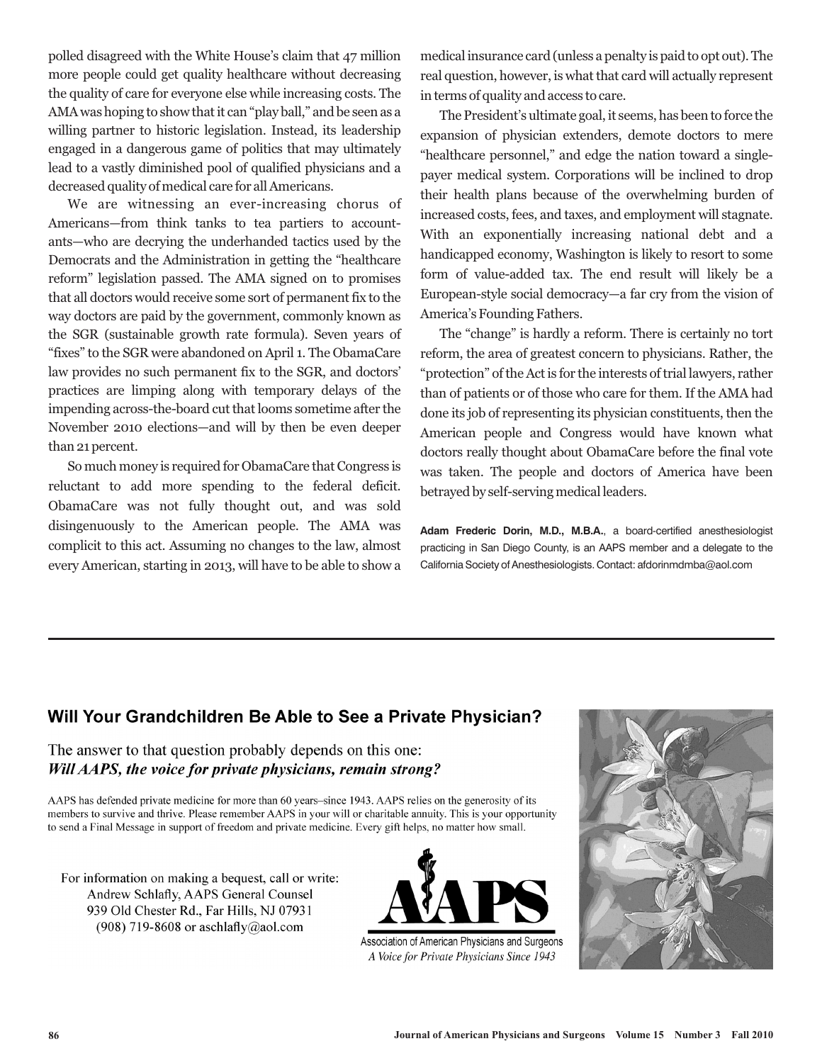polled disagreed with the White House's claim that 47 million more people could get quality healthcare without decreasing the quality of care for everyone else while increasing costs. The AMA was hoping to show that it can "play ball," and be seen as a willing partner to historic legislation. Instead, its leadership engaged in a dangerous game of politics that may ultimately lead to a vastly diminished pool of qualified physicians and a decreased quality of medical care for all Americans.

We are witnessing an ever-increasing chorus of Americans—from think tanks to tea partiers to accountants—who are decrying the underhanded tactics used by the Democrats and the Administration in getting the "healthcare reform" legislation passed. The AMA signed on to promises that all doctors would receive some sort of permanent fix to the way doctors are paid by the government, commonly known as the SGR (sustainable growth rate formula). Seven years of "fixes" to the SGR were abandoned on April 1. The ObamaCare law provides no such permanent fix to the SGR, and doctors' practices are limping along with temporary delays of the impending across-the-board cut that looms sometime after the November 2010 elections—and will by then be even deeper than 21 percent.

So much money is required for ObamaCare that Congress is reluctant to add more spending to the federal deficit. ObamaCare was not fully thought out, and was sold disingenuously to the American people. The AMA was complicit to this act. Assuming no changes to the law, almost every American, starting in 2013, will have to be able to show a medical insurance card (unless a penalty is paid to opt out). The real question, however, is what that card will actually represent in terms of quality and access to care.

The President's ultimate goal, it seems, has been to force the expansion of physician extenders, demote doctors to mere "healthcare personnel," and edge the nation toward a single-payer medical system. Corporations will be inclined to drop their health plans because of the overwhelming burden of increased costs, fees, and taxes, and employment will stagnate. With an exponentially increasing national debt and a handicapped economy, Washington is likely to resort to some form of value-added tax. The end result will likely be a European-style social democracy—a far cry from the vision of America's Founding Fathers.

The "change" is hardly a reform. There is certainly no tort reform, the area of greatest concern to physicians. Rather, the "protection" of the Act is for the interests of trial lawyers, rather than of patients or of those who care for them. If the AMA had done its job of representing its physician constituents, then the American people and Congress would have known what doctors really thought about ObamaCare before the final vote was taken. The people and doctors of America have been betrayed by self-serving medical leaders.

**Adam Frederic Dorin, M.D., M.B.A.**, a board-certified anesthesiologist practicing in San Diego County, is an AAPS member and a delegate to the California Society of Anesthesiologists. Contact: afdorinmdmba@aol.com

---

## Will Your Grandchildren Be Able to See a Private Physician?

The answer to that question probably depends on this one:
***Will AAPS, the voice for private physicians, remain strong?***

AAPS has defended private medicine for more than 60 years–since 1943. AAPS relies on the generosity of its members to survive and thrive. Please remember AAPS in your will or charitable annuity. This is your opportunity to send a Final Message in support of freedom and private medicine. Every gift helps, no matter how small.

For information on making a bequest, call or write:
Andrew Schlafly, AAPS General Counsel
939 Old Chester Rd., Far Hills, NJ 07931
(908) 719-8608 or aschlafly@aol.com

AAPS
Association of American Physicians and Surgeons
*A Voice for Private Physicians Since 1943*